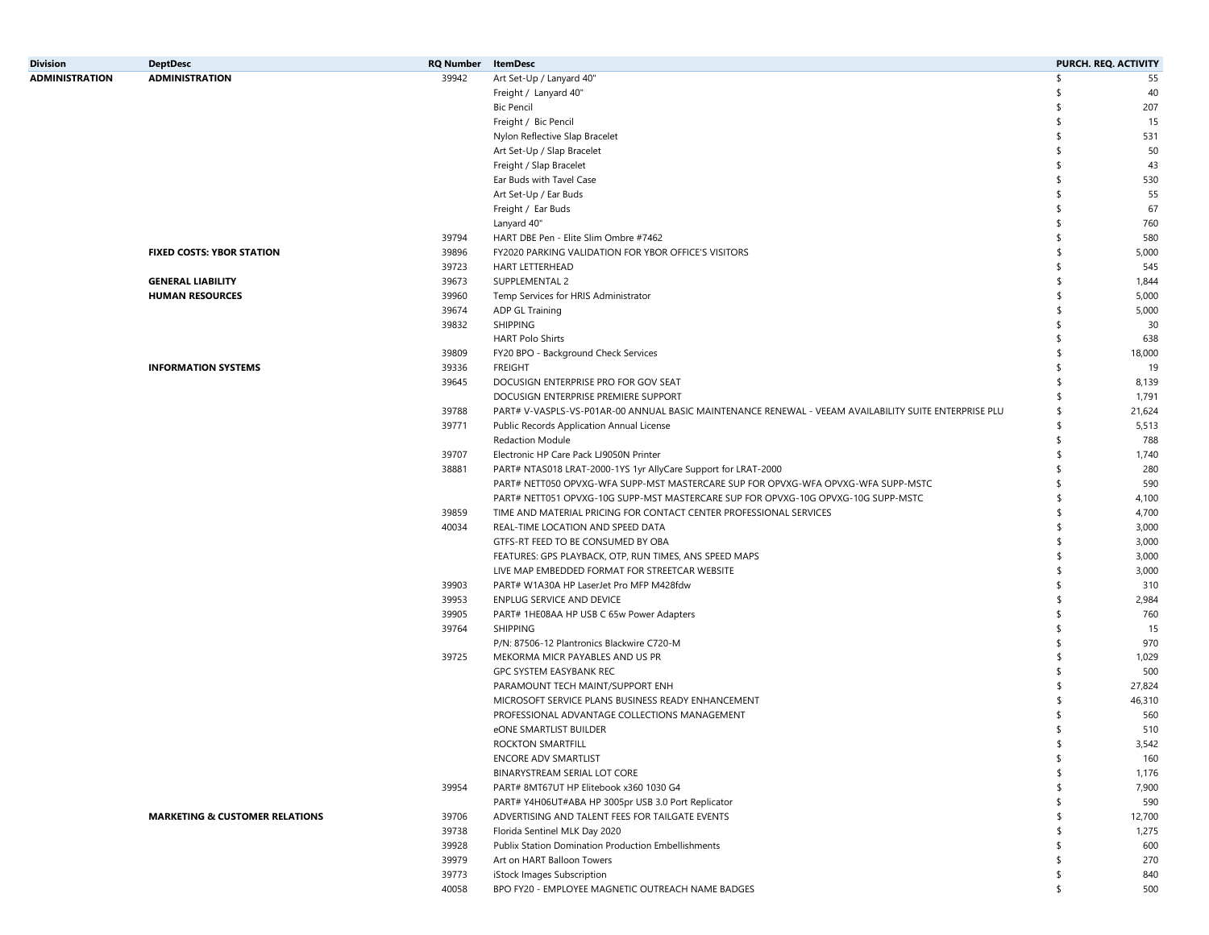| Division | DeptDesc | RQ Number | ItemDesc | PURCH. REQ. ACTIVITY |
|---|---|---|---|---|
| ADMINISTRATION | ADMINISTRATION | 39942 | Art Set-Up / Lanyard 40" | $ 55 |
| | | | Freight / Lanyard 40" | $ 40 |
| | | | Bic Pencil | $ 207 |
| | | | Freight / Bic Pencil | $ 15 |
| | | | Nylon Reflective Slap Bracelet | $ 531 |
| | | | Art Set-Up / Slap Bracelet | $ 50 |
| | | | Freight / Slap Bracelet | $ 43 |
| | | | Ear Buds with Tavel Case | $ 530 |
| | | | Art Set-Up / Ear Buds | $ 55 |
| | | | Freight / Ear Buds | $ 67 |
| | | | Lanyard 40" | $ 760 |
| | | 39794 | HART DBE Pen - Elite Slim Ombre #7462 | $ 580 |
| | FIXED COSTS: YBOR STATION | 39896 | FY2020 PARKING VALIDATION FOR YBOR OFFICE'S VISITORS | $ 5,000 |
| | | 39723 | HART LETTERHEAD | $ 545 |
| | GENERAL LIABILITY | 39673 | SUPPLEMENTAL 2 | $ 1,844 |
| | HUMAN RESOURCES | 39960 | Temp Services for HRIS Administrator | $ 5,000 |
| | | 39674 | ADP GL Training | $ 5,000 |
| | | 39832 | SHIPPING | $ 30 |
| | | | HART Polo Shirts | $ 638 |
| | | 39809 | FY20 BPO - Background Check Services | $ 18,000 |
| | INFORMATION SYSTEMS | 39336 | FREIGHT | $ 19 |
| | | 39645 | DOCUSIGN ENTERPRISE PRO FOR GOV SEAT | $ 8,139 |
| | | | DOCUSIGN ENTERPRISE PREMIERE SUPPORT | $ 1,791 |
| | | 39788 | PART# V-VASPLS-VS-P01AR-00 ANNUAL BASIC MAINTENANCE RENEWAL - VEEAM AVAILABILITY SUITE ENTERPRISE PLU | $ 21,624 |
| | | 39771 | Public Records Application Annual License | $ 5,513 |
| | | | Redaction Module | $ 788 |
| | | 39707 | Electronic HP Care Pack LJ9050N Printer | $ 1,740 |
| | | 38881 | PART# NTAS018 LRAT-2000-1YS 1yr AllyCare Support for LRAT-2000 | $ 280 |
| | | | PART# NETT050 OPVXG-WFA SUPP-MST MASTERCARE SUP FOR OPVXG-WFA OPVXG-WFA SUPP-MSTC | $ 590 |
| | | | PART# NETT051 OPVXG-10G SUPP-MST MASTERCARE SUP FOR OPVXG-10G OPVXG-10G SUPP-MSTC | $ 4,100 |
| | | 39859 | TIME AND MATERIAL PRICING FOR CONTACT CENTER PROFESSIONAL SERVICES | $ 4,700 |
| | | 40034 | REAL-TIME LOCATION AND SPEED DATA | $ 3,000 |
| | | | GTFS-RT FEED TO BE CONSUMED BY OBA | $ 3,000 |
| | | | FEATURES: GPS PLAYBACK, OTP, RUN TIMES, ANS SPEED MAPS | $ 3,000 |
| | | | LIVE MAP EMBEDDED FORMAT FOR STREETCAR WEBSITE | $ 3,000 |
| | | 39903 | PART# W1A30A HP LaserJet Pro MFP M428fdw | $ 310 |
| | | 39953 | ENPLUG SERVICE AND DEVICE | $ 2,984 |
| | | 39905 | PART# 1HE08AA HP USB C 65w Power Adapters | $ 760 |
| | | 39764 | SHIPPING | $ 15 |
| | | | P/N: 87506-12 Plantronics Blackwire C720-M | $ 970 |
| | | 39725 | MEKORMA MICR PAYABLES AND US PR | $ 1,029 |
| | | | GPC SYSTEM EASYBANK REC | $ 500 |
| | | | PARAMOUNT TECH MAINT/SUPPORT ENH | $ 27,824 |
| | | | MICROSOFT SERVICE PLANS BUSINESS READY ENHANCEMENT | $ 46,310 |
| | | | PROFESSIONAL ADVANTAGE COLLECTIONS MANAGEMENT | $ 560 |
| | | | eONE SMARTLIST BUILDER | $ 510 |
| | | | ROCKTON SMARTFILL | $ 3,542 |
| | | | ENCORE ADV SMARTLIST | $ 160 |
| | | | BINARYSTREAM SERIAL LOT CORE | $ 1,176 |
| | | 39954 | PART# 8MT67UT HP Elitebook x360 1030 G4 | $ 7,900 |
| | | | PART# Y4H06UT#ABA HP 3005pr USB 3.0 Port Replicator | $ 590 |
| | MARKETING & CUSTOMER RELATIONS | 39706 | ADVERTISING AND TALENT FEES FOR TAILGATE EVENTS | $ 12,700 |
| | | 39738 | Florida Sentinel MLK Day 2020 | $ 1,275 |
| | | 39928 | Publix Station Domination Production Embellishments | $ 600 |
| | | 39979 | Art on HART Balloon Towers | $ 270 |
| | | 39773 | iStock Images Subscription | $ 840 |
| | | 40058 | BPO FY20 - EMPLOYEE MAGNETIC OUTREACH NAME BADGES | $ 500 |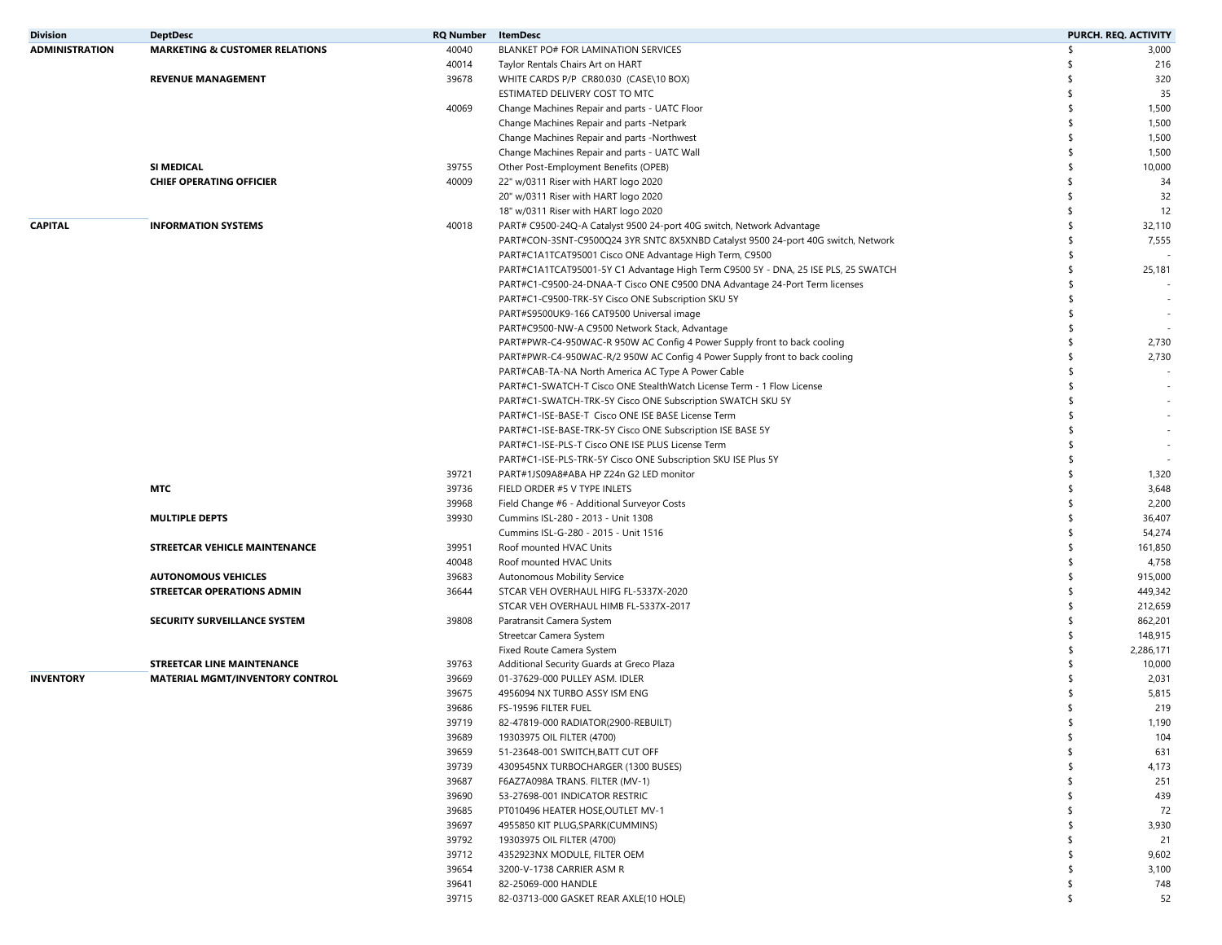| Division | DeptDesc | RQ Number | ItemDesc | PURCH. REQ. ACTIVITY |
|---|---|---|---|---|
| ADMINISTRATION | MARKETING & CUSTOMER RELATIONS | 40040 | BLANKET PO# FOR LAMINATION SERVICES | $ 3,000 |
| | | 40014 | Taylor Rentals Chairs Art on HART | $ 216 |
| | REVENUE MANAGEMENT | 39678 | WHITE CARDS P/P CR80.030 (CASE\10 BOX) | $ 320 |
| | | | ESTIMATED DELIVERY COST TO MTC | $ 35 |
| | | 40069 | Change Machines Repair and parts - UATC Floor | $ 1,500 |
| | | | Change Machines Repair and parts -Netpark | $ 1,500 |
| | | | Change Machines Repair and parts -Northwest | $ 1,500 |
| | | | Change Machines Repair and parts - UATC Wall | $ 1,500 |
| | SI MEDICAL | 39755 | Other Post-Employment Benefits (OPEB) | $ 10,000 |
| | CHIEF OPERATING OFFICIER | 40009 | 22" w/0311 Riser with HART logo 2020 | $ 34 |
| | | | 20" w/0311 Riser with HART logo 2020 | $ 32 |
| | | | 18" w/0311 Riser with HART logo 2020 | $ 12 |
| CAPITAL | INFORMATION SYSTEMS | 40018 | PART# C9500-24Q-A Catalyst 9500 24-port 40G switch, Network Advantage | $ 32,110 |
| | | | PART#CON-3SNT-C9500Q24 3YR SNTC 8X5XNBD Catalyst 9500 24-port 40G switch, Network | $ 7,555 |
| | | | PART#C1A1TCAT95001 Cisco ONE Advantage High Term, C9500 | $ - |
| | | | PART#C1A1TCAT95001-5Y C1 Advantage High Term C9500 5Y - DNA, 25 ISE PLS, 25 SWATCH | $ 25,181 |
| | | | PART#C1-C9500-24-DNAA-T Cisco ONE C9500 DNA Advantage 24-Port Term licenses | $ - |
| | | | PART#C1-C9500-TRK-5Y Cisco ONE Subscription SKU 5Y | $ - |
| | | | PART#S9500UK9-166 CAT9500 Universal image | $ - |
| | | | PART#C9500-NW-A C9500 Network Stack, Advantage | $ - |
| | | | PART#PWR-C4-950WAC-R 950W AC Config 4 Power Supply front to back cooling | $ 2,730 |
| | | | PART#PWR-C4-950WAC-R/2 950W AC Config 4 Power Supply front to back cooling | $ 2,730 |
| | | | PART#CAB-TA-NA North America AC Type A Power Cable | $ - |
| | | | PART#C1-SWATCH-T Cisco ONE StealthWatch License Term - 1 Flow License | $ - |
| | | | PART#C1-SWATCH-TRK-5Y Cisco ONE Subscription SWATCH SKU 5Y | $ - |
| | | | PART#C1-ISE-BASE-T Cisco ONE ISE BASE License Term | $ - |
| | | | PART#C1-ISE-BASE-TRK-5Y Cisco ONE Subscription ISE BASE 5Y | $ - |
| | | | PART#C1-ISE-PLS-T Cisco ONE ISE PLUS License Term | $ - |
| | | | PART#C1-ISE-PLS-TRK-5Y Cisco ONE Subscription SKU ISE Plus 5Y | $ - |
| | | 39721 | PART#1JS09A8#ABA HP Z24n G2 LED monitor | $ 1,320 |
| | MTC | 39736 | FIELD ORDER #5 V TYPE INLETS | $ 3,648 |
| | | 39968 | Field Change #6 - Additional Surveyor Costs | $ 2,200 |
| | MULTIPLE DEPTS | 39930 | Cummins ISL-280 - 2013 - Unit 1308 | $ 36,407 |
| | | | Cummins ISL-G-280 - 2015 - Unit 1516 | $ 54,274 |
| | STREETCAR VEHICLE MAINTENANCE | 39951 | Roof mounted HVAC Units | $ 161,850 |
| | | 40048 | Roof mounted HVAC Units | $ 4,758 |
| | AUTONOMOUS VEHICLES | 39683 | Autonomous Mobility Service | $ 915,000 |
| | STREETCAR OPERATIONS ADMIN | 36644 | STCAR VEH OVERHAUL HIFG FL-5337X-2020 | $ 449,342 |
| | | | STCAR VEH OVERHAUL HIMB FL-5337X-2017 | $ 212,659 |
| | SECURITY SURVEILLANCE SYSTEM | 39808 | Paratransit Camera System | $ 862,201 |
| | | | Streetcar Camera System | $ 148,915 |
| | | | Fixed Route Camera System | $ 2,286,171 |
| | STREETCAR LINE MAINTENANCE | 39763 | Additional Security Guards at Greco Plaza | $ 10,000 |
| INVENTORY | MATERIAL MGMT/INVENTORY CONTROL | 39669 | 01-37629-000 PULLEY ASM. IDLER | $ 2,031 |
| | | 39675 | 4956094 NX TURBO ASSY ISM ENG | $ 5,815 |
| | | 39686 | FS-19596 FILTER FUEL | $ 219 |
| | | 39719 | 82-47819-000 RADIATOR(2900-REBUILT) | $ 1,190 |
| | | 39689 | 19303975 OIL FILTER (4700) | $ 104 |
| | | 39659 | 51-23648-001 SWITCH,BATT CUT OFF | $ 631 |
| | | 39739 | 4309545NX TURBOCHARGER (1300 BUSES) | $ 4,173 |
| | | 39687 | F6AZ7A098A TRANS. FILTER (MV-1) | $ 251 |
| | | 39690 | 53-27698-001 INDICATOR RESTRIC | $ 439 |
| | | 39685 | PT010496 HEATER HOSE,OUTLET MV-1 | $ 72 |
| | | 39697 | 4955850 KIT PLUG,SPARK(CUMMINS) | $ 3,930 |
| | | 39792 | 19303975 OIL FILTER (4700) | $ 21 |
| | | 39712 | 4352923NX MODULE, FILTER OEM | $ 9,602 |
| | | 39654 | 3200-V-1738 CARRIER ASM R | $ 3,100 |
| | | 39641 | 82-25069-000 HANDLE | $ 748 |
| | | 39715 | 82-03713-000 GASKET REAR AXLE(10 HOLE) | $ 52 |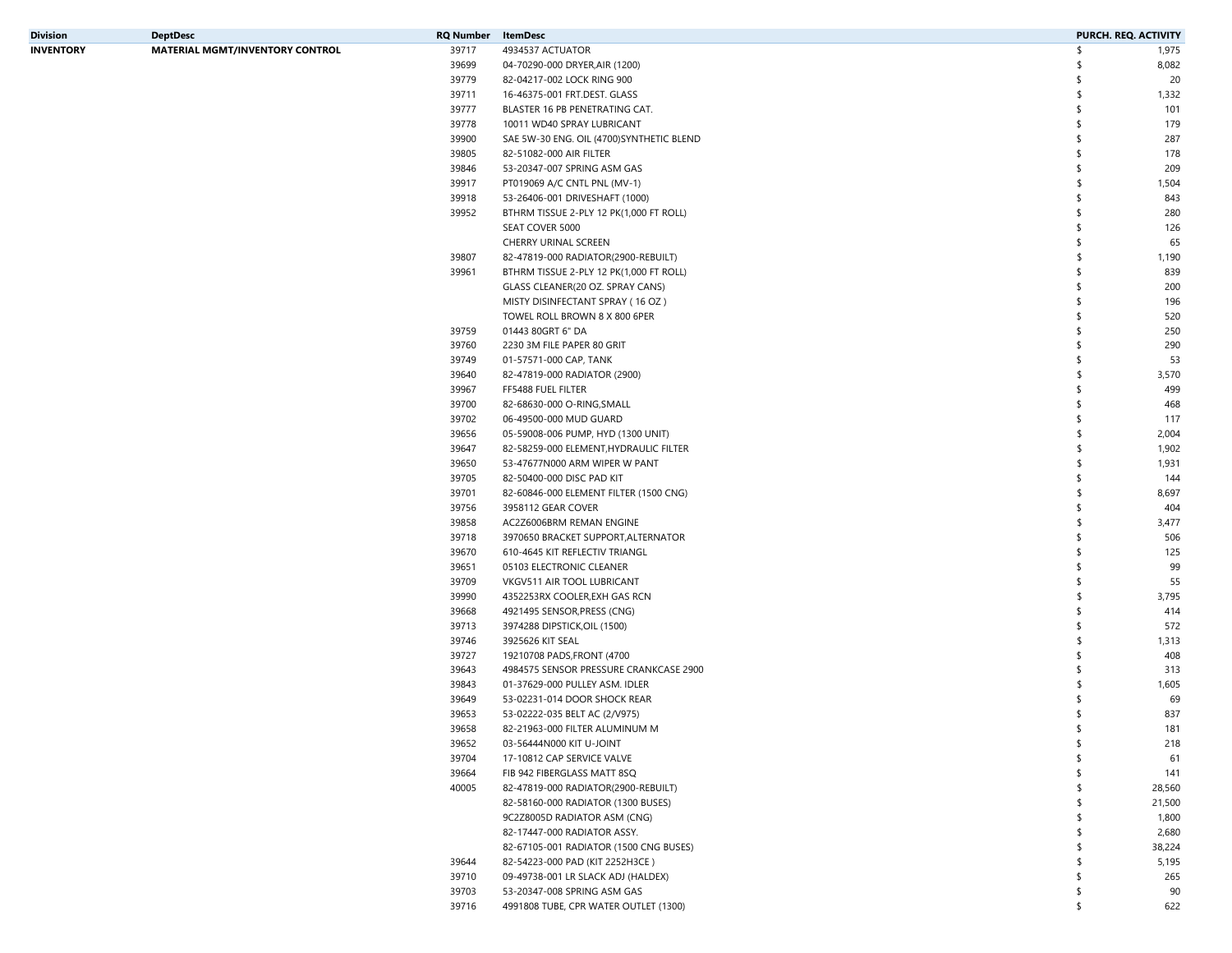| Division | DeptDesc | RQ Number | ItemDesc | PURCH. REQ. ACTIVITY |
|---|---|---|---|---|
| **INVENTORY** | **MATERIAL MGMT/INVENTORY CONTROL** | 39717 | 4934537 ACTUATOR | $ 1,975 |
| | | 39699 | 04-70290-000 DRYER,AIR (1200) | $ 8,082 |
| | | 39779 | 82-04217-002 LOCK RING 900 | $ 20 |
| | | 39711 | 16-46375-001 FRT.DEST. GLASS | $ 1,332 |
| | | 39777 | BLASTER 16 PB PENETRATING CAT. | $ 101 |
| | | 39778 | 10011 WD40 SPRAY LUBRICANT | $ 179 |
| | | 39900 | SAE 5W-30 ENG. OIL (4700)SYNTHETIC BLEND | $ 287 |
| | | 39805 | 82-51082-000 AIR FILTER | $ 178 |
| | | 39846 | 53-20347-007 SPRING ASM GAS | $ 209 |
| | | 39917 | PT019069 A/C CNTL PNL (MV-1) | $ 1,504 |
| | | 39918 | 53-26406-001 DRIVESHAFT (1000) | $ 843 |
| | | 39952 | BTHRM TISSUE 2-PLY 12 PK(1,000 FT ROLL) | $ 280 |
| | | | SEAT COVER 5000 | $ 126 |
| | | | CHERRY URINAL SCREEN | $ 65 |
| | | 39807 | 82-47819-000 RADIATOR(2900-REBUILT) | $ 1,190 |
| | | 39961 | BTHRM TISSUE 2-PLY 12 PK(1,000 FT ROLL) | $ 839 |
| | | | GLASS CLEANER(20 OZ. SPRAY CANS) | $ 200 |
| | | | MISTY DISINFECTANT SPRAY ( 16 OZ ) | $ 196 |
| | | | TOWEL ROLL BROWN 8 X 800 6PER | $ 520 |
| | | 39759 | 01443 80GRT 6" DA | $ 250 |
| | | 39760 | 2230 3M FILE PAPER 80 GRIT | $ 290 |
| | | 39749 | 01-57571-000 CAP, TANK | $ 53 |
| | | 39640 | 82-47819-000 RADIATOR (2900) | $ 3,570 |
| | | 39967 | FF5488 FUEL FILTER | $ 499 |
| | | 39700 | 82-68630-000 O-RING,SMALL | $ 468 |
| | | 39702 | 06-49500-000 MUD GUARD | $ 117 |
| | | 39656 | 05-59008-006 PUMP, HYD (1300 UNIT) | $ 2,004 |
| | | 39647 | 82-58259-000 ELEMENT,HYDRAULIC FILTER | $ 1,902 |
| | | 39650 | 53-47677N000 ARM WIPER W PANT | $ 1,931 |
| | | 39705 | 82-50400-000 DISC PAD KIT | $ 144 |
| | | 39701 | 82-60846-000 ELEMENT FILTER (1500 CNG) | $ 8,697 |
| | | 39756 | 3958112 GEAR COVER | $ 404 |
| | | 39858 | AC2Z6006BRM REMAN ENGINE | $ 3,477 |
| | | 39718 | 3970650 BRACKET SUPPORT,ALTERNATOR | $ 506 |
| | | 39670 | 610-4645 KIT REFLECTIV TRIANGL | $ 125 |
| | | 39651 | 05103 ELECTRONIC CLEANER | $ 99 |
| | | 39709 | VKGV511 AIR TOOL LUBRICANT | $ 55 |
| | | 39990 | 4352253RX COOLER,EXH GAS RCN | $ 3,795 |
| | | 39668 | 4921495 SENSOR,PRESS (CNG) | $ 414 |
| | | 39713 | 3974288 DIPSTICK,OIL (1500) | $ 572 |
| | | 39746 | 3925626 KIT SEAL | $ 1,313 |
| | | 39727 | 19210708 PADS,FRONT (4700 | $ 408 |
| | | 39643 | 4984575 SENSOR PRESSURE CRANKCASE 2900 | $ 313 |
| | | 39843 | 01-37629-000 PULLEY ASM. IDLER | $ 1,605 |
| | | 39649 | 53-02231-014 DOOR SHOCK REAR | $ 69 |
| | | 39653 | 53-02222-035 BELT AC (2/V975) | $ 837 |
| | | 39658 | 82-21963-000 FILTER ALUMINUM M | $ 181 |
| | | 39652 | 03-56444N000 KIT U-JOINT | $ 218 |
| | | 39704 | 17-10812 CAP SERVICE VALVE | $ 61 |
| | | 39664 | FIB 942 FIBERGLASS MATT 8SQ | $ 141 |
| | | 40005 | 82-47819-000 RADIATOR(2900-REBUILT) | $ 28,560 |
| | | | 82-58160-000 RADIATOR (1300 BUSES) | $ 21,500 |
| | | | 9C2Z8005D RADIATOR ASM (CNG) | $ 1,800 |
| | | | 82-17447-000 RADIATOR ASSY. | $ 2,680 |
| | | | 82-67105-001 RADIATOR (1500 CNG BUSES) | $ 38,224 |
| | | 39644 | 82-54223-000 PAD (KIT 2252H3CE ) | $ 5,195 |
| | | 39710 | 09-49738-001 LR SLACK ADJ (HALDEX) | $ 265 |
| | | 39703 | 53-20347-008 SPRING ASM GAS | $ 90 |
| | | 39716 | 4991808 TUBE, CPR WATER OUTLET (1300) | $ 622 |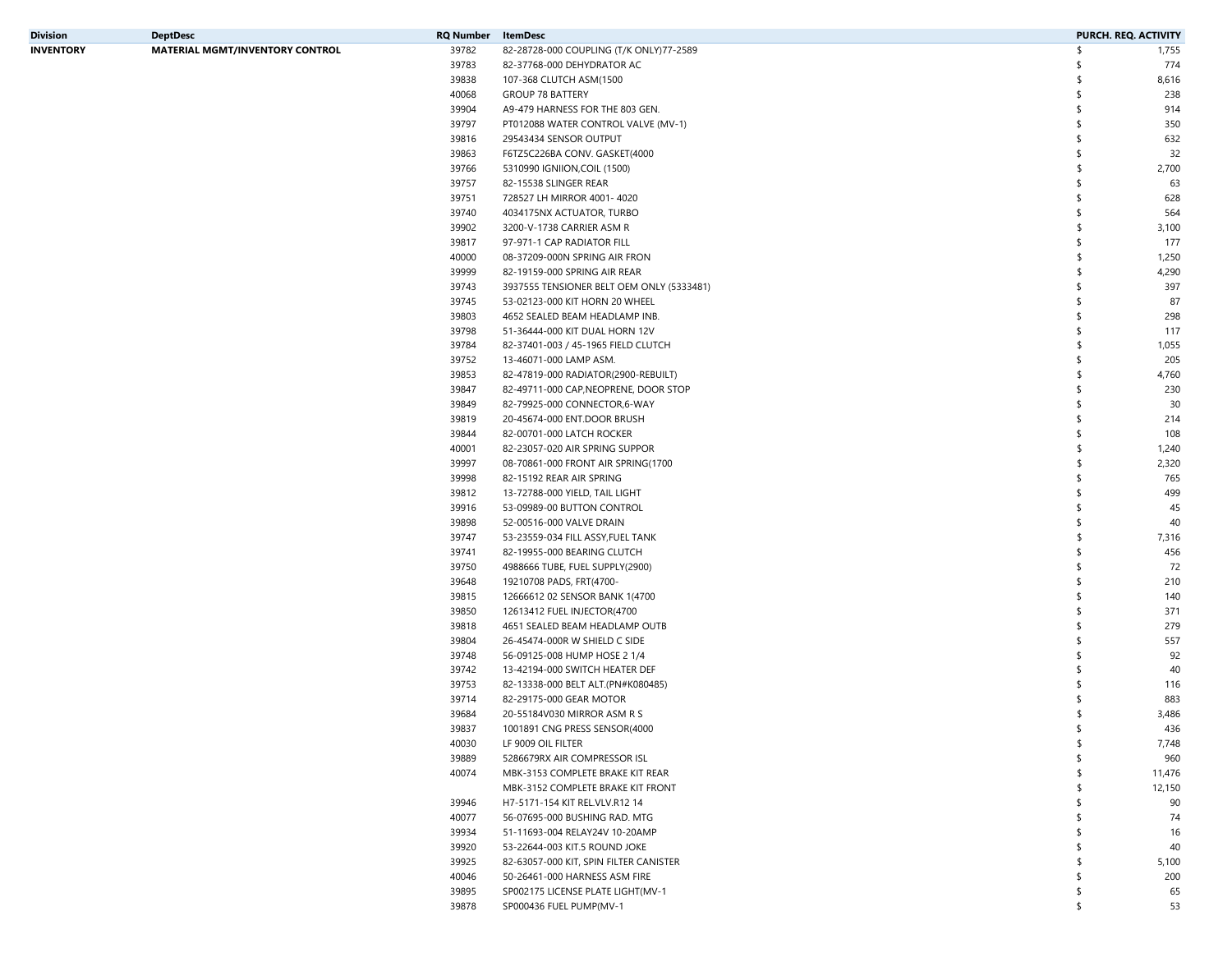| Division | DeptDesc | RQ Number | ItemDesc | PURCH. REQ. ACTIVITY |
|---|---|---|---|---|
| INVENTORY | MATERIAL MGMT/INVENTORY CONTROL | 39782 | 82-28728-000 COUPLING (T/K ONLY)77-2589 | $ 1,755 |
| | | 39783 | 82-37768-000 DEHYDRATOR AC | $ 774 |
| | | 39838 | 107-368 CLUTCH ASM(1500 | $ 8,616 |
| | | 40068 | GROUP 78 BATTERY | $ 238 |
| | | 39904 | A9-479 HARNESS FOR THE 803 GEN. | $ 914 |
| | | 39797 | PT012088 WATER CONTROL VALVE (MV-1) | $ 350 |
| | | 39816 | 29543434 SENSOR OUTPUT | $ 632 |
| | | 39863 | F6TZ5C226BA CONV. GASKET(4000 | $ 32 |
| | | 39766 | 5310990 IGNIION,COIL (1500) | $ 2,700 |
| | | 39757 | 82-15538 SLINGER REAR | $ 63 |
| | | 39751 | 728527 LH MIRROR 4001- 4020 | $ 628 |
| | | 39740 | 4034175NX ACTUATOR, TURBO | $ 564 |
| | | 39902 | 3200-V-1738 CARRIER ASM R | $ 3,100 |
| | | 39817 | 97-971-1 CAP RADIATOR FILL | $ 177 |
| | | 40000 | 08-37209-000N SPRING AIR FRON | $ 1,250 |
| | | 39999 | 82-19159-000 SPRING AIR REAR | $ 4,290 |
| | | 39743 | 3937555 TENSIONER BELT OEM ONLY (5333481) | $ 397 |
| | | 39745 | 53-02123-000 KIT HORN 20 WHEEL | $ 87 |
| | | 39803 | 4652 SEALED BEAM HEADLAMP INB. | $ 298 |
| | | 39798 | 51-36444-000 KIT DUAL HORN 12V | $ 117 |
| | | 39784 | 82-37401-003 / 45-1965 FIELD CLUTCH | $ 1,055 |
| | | 39752 | 13-46071-000 LAMP ASM. | $ 205 |
| | | 39853 | 82-47819-000 RADIATOR(2900-REBUILT) | $ 4,760 |
| | | 39847 | 82-49711-000 CAP,NEOPRENE, DOOR STOP | $ 230 |
| | | 39849 | 82-79925-000 CONNECTOR,6-WAY | $ 30 |
| | | 39819 | 20-45674-000 ENT.DOOR BRUSH | $ 214 |
| | | 39844 | 82-00701-000 LATCH ROCKER | $ 108 |
| | | 40001 | 82-23057-020 AIR SPRING SUPPOR | $ 1,240 |
| | | 39997 | 08-70861-000 FRONT AIR SPRING(1700 | $ 2,320 |
| | | 39998 | 82-15192 REAR AIR SPRING | $ 765 |
| | | 39812 | 13-72788-000 YIELD, TAIL LIGHT | $ 499 |
| | | 39916 | 53-09989-00 BUTTON CONTROL | $ 45 |
| | | 39898 | 52-00516-000 VALVE DRAIN | $ 40 |
| | | 39747 | 53-23559-034 FILL ASSY,FUEL TANK | $ 7,316 |
| | | 39741 | 82-19955-000 BEARING CLUTCH | $ 456 |
| | | 39750 | 4988666 TUBE, FUEL SUPPLY(2900) | $ 72 |
| | | 39648 | 19210708 PADS, FRT(4700- | $ 210 |
| | | 39815 | 12666612 02 SENSOR BANK 1(4700 | $ 140 |
| | | 39850 | 12613412 FUEL INJECTOR(4700 | $ 371 |
| | | 39818 | 4651 SEALED BEAM HEADLAMP OUTB | $ 279 |
| | | 39804 | 26-45474-000R W SHIELD C SIDE | $ 557 |
| | | 39748 | 56-09125-008 HUMP HOSE 2 1/4 | $ 92 |
| | | 39742 | 13-42194-000 SWITCH HEATER DEF | $ 40 |
| | | 39753 | 82-13338-000 BELT ALT.(PN#K080485) | $ 116 |
| | | 39714 | 82-29175-000 GEAR MOTOR | $ 883 |
| | | 39684 | 20-55184V030 MIRROR ASM R S | $ 3,486 |
| | | 39837 | 1001891 CNG PRESS SENSOR(4000 | $ 436 |
| | | 40030 | LF 9009 OIL FILTER | $ 7,748 |
| | | 39889 | 5286679RX AIR COMPRESSOR ISL | $ 960 |
| | | 40074 | MBK-3153 COMPLETE BRAKE KIT REAR | $ 11,476 |
| | | | MBK-3152 COMPLETE BRAKE KIT FRONT | $ 12,150 |
| | | 39946 | H7-5171-154 KIT REL.VLV.R12 14 | $ 90 |
| | | 40077 | 56-07695-000 BUSHING RAD. MTG | $ 74 |
| | | 39934 | 51-11693-004 RELAY24V 10-20AMP | $ 16 |
| | | 39920 | 53-22644-003 KIT.5 ROUND JOKE | $ 40 |
| | | 39925 | 82-63057-000 KIT, SPIN FILTER CANISTER | $ 5,100 |
| | | 40046 | 50-26461-000 HARNESS ASM FIRE | $ 200 |
| | | 39895 | SP002175 LICENSE PLATE LIGHT(MV-1 | $ 65 |
| | | 39878 | SP000436 FUEL PUMP(MV-1 | $ 53 |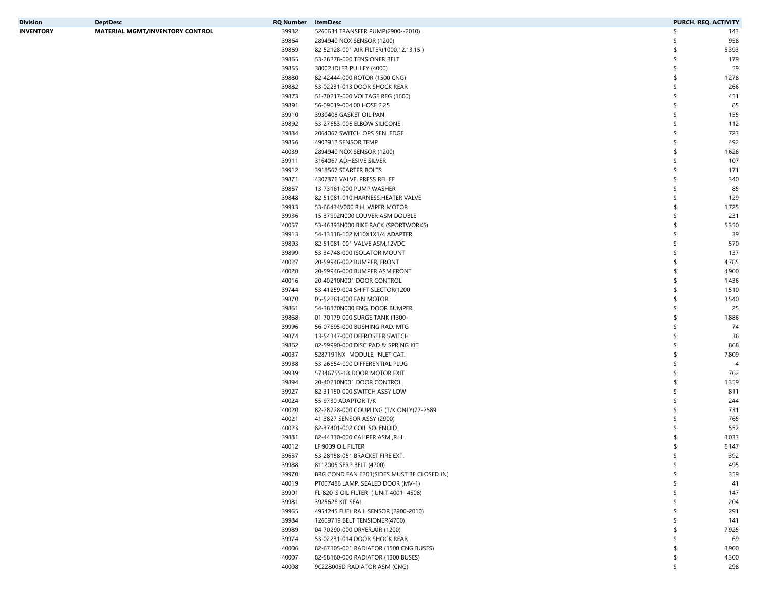| Division | DeptDesc | RQ Number | ItemDesc | PURCH. REQ. ACTIVITY |
|---|---|---|---|---|
| INVENTORY | MATERIAL MGMT/INVENTORY CONTROL | 39932 | 5260634 TRANSFER PUMP(2900--2010) | $ 143 |
| | | 39864 | 2894940 NOX SENSOR (1200) | $ 958 |
| | | 39869 | 82-52128-001 AIR FILTER(1000,12,13,15 ) | $ 5,393 |
| | | 39865 | 53-26278-000 TENSIONER BELT | $ 179 |
| | | 39855 | 38002 IDLER PULLEY (4000) | $ 59 |
| | | 39880 | 82-42444-000 ROTOR (1500 CNG) | $ 1,278 |
| | | 39882 | 53-02231-013 DOOR SHOCK REAR | $ 266 |
| | | 39873 | 51-70217-000 VOLTAGE REG (1600) | $ 451 |
| | | 39891 | 56-09019-004.00 HOSE 2.25 | $ 85 |
| | | 39910 | 3930408 GASKET OIL PAN | $ 155 |
| | | 39892 | 53-27653-006 ELBOW SILICONE | $ 112 |
| | | 39884 | 2064067 SWITCH OPS SEN. EDGE | $ 723 |
| | | 39856 | 4902912 SENSOR,TEMP | $ 492 |
| | | 40039 | 2894940 NOX SENSOR (1200) | $ 1,626 |
| | | 39911 | 3164067 ADHESIVE SILVER | $ 107 |
| | | 39912 | 3918567 STARTER BOLTS | $ 171 |
| | | 39871 | 4307376 VALVE, PRESS RELIEF | $ 340 |
| | | 39857 | 13-73161-000 PUMP,WASHER | $ 85 |
| | | 39848 | 82-51081-010 HARNESS,HEATER VALVE | $ 129 |
| | | 39933 | 53-66434V000 R.H. WIPER MOTOR | $ 1,725 |
| | | 39936 | 15-37992N000 LOUVER ASM DOUBLE | $ 231 |
| | | 40057 | 53-46393N000 BIKE RACK (SPORTWORKS) | $ 5,350 |
| | | 39913 | 54-13118-102 M10X1X1/4 ADAPTER | $ 39 |
| | | 39893 | 82-51081-001 VALVE ASM,12VDC | $ 570 |
| | | 39899 | 53-34748-000 ISOLATOR MOUNT | $ 137 |
| | | 40027 | 20-59946-002 BUMPER, FRONT | $ 4,785 |
| | | 40028 | 20-59946-000 BUMPER ASM,FRONT | $ 4,900 |
| | | 40016 | 20-40210N001 DOOR CONTROL | $ 1,436 |
| | | 39744 | 53-41259-004 SHIFT SLECTOR(1200 | $ 1,510 |
| | | 39870 | 05-52261-000 FAN MOTOR | $ 3,540 |
| | | 39861 | 54-38170N000 ENG. DOOR BUMPER | $ 25 |
| | | 39868 | 01-70179-000 SURGE TANK (1300- | $ 1,886 |
| | | 39996 | 56-07695-000 BUSHING RAD. MTG | $ 74 |
| | | 39874 | 13-54347-000 DEFROSTER SWITCH | $ 36 |
| | | 39862 | 82-59990-000 DISC PAD & SPRING KIT | $ 868 |
| | | 40037 | 5287191NX MODULE, INLET CAT. | $ 7,809 |
| | | 39938 | 53-26654-000 DIFFERENTIAL PLUG | $ 4 |
| | | 39939 | 57346755-18 DOOR MOTOR EXIT | $ 762 |
| | | 39894 | 20-40210N001 DOOR CONTROL | $ 1,359 |
| | | 39927 | 82-31150-000 SWITCH ASSY LOW | $ 811 |
| | | 40024 | 55-9730 ADAPTOR T/K | $ 244 |
| | | 40020 | 82-28728-000 COUPLING (T/K ONLY)77-2589 | $ 731 |
| | | 40021 | 41-3827 SENSOR ASSY (2900) | $ 765 |
| | | 40023 | 82-37401-002 COIL SOLENOID | $ 552 |
| | | 39881 | 82-44330-000 CALIPER ASM ,R.H. | $ 3,033 |
| | | 40012 | LF 9009 OIL FILTER | $ 6,147 |
| | | 39657 | 53-28158-051 BRACKET FIRE EXT. | $ 392 |
| | | 39988 | 8112005 SERP BELT (4700) | $ 495 |
| | | 39970 | BRG COND FAN 6203(SIDES MUST BE CLOSED IN) | $ 359 |
| | | 40019 | PT007486 LAMP. SEALED DOOR (MV-1) | $ 41 |
| | | 39901 | FL-820-S OIL FILTER ( UNIT 4001- 4508) | $ 147 |
| | | 39981 | 3925626 KIT SEAL | $ 204 |
| | | 39965 | 4954245 FUEL RAIL SENSOR (2900-2010) | $ 291 |
| | | 39984 | 12609719 BELT TENSIONER(4700) | $ 141 |
| | | 39989 | 04-70290-000 DRYER,AIR (1200) | $ 7,925 |
| | | 39974 | 53-02231-014 DOOR SHOCK REAR | $ 69 |
| | | 40006 | 82-67105-001 RADIATOR (1500 CNG BUSES) | $ 3,900 |
| | | 40007 | 82-58160-000 RADIATOR (1300 BUSES) | $ 4,300 |
| | | 40008 | 9C2Z8005D RADIATOR ASM (CNG) | $ 298 |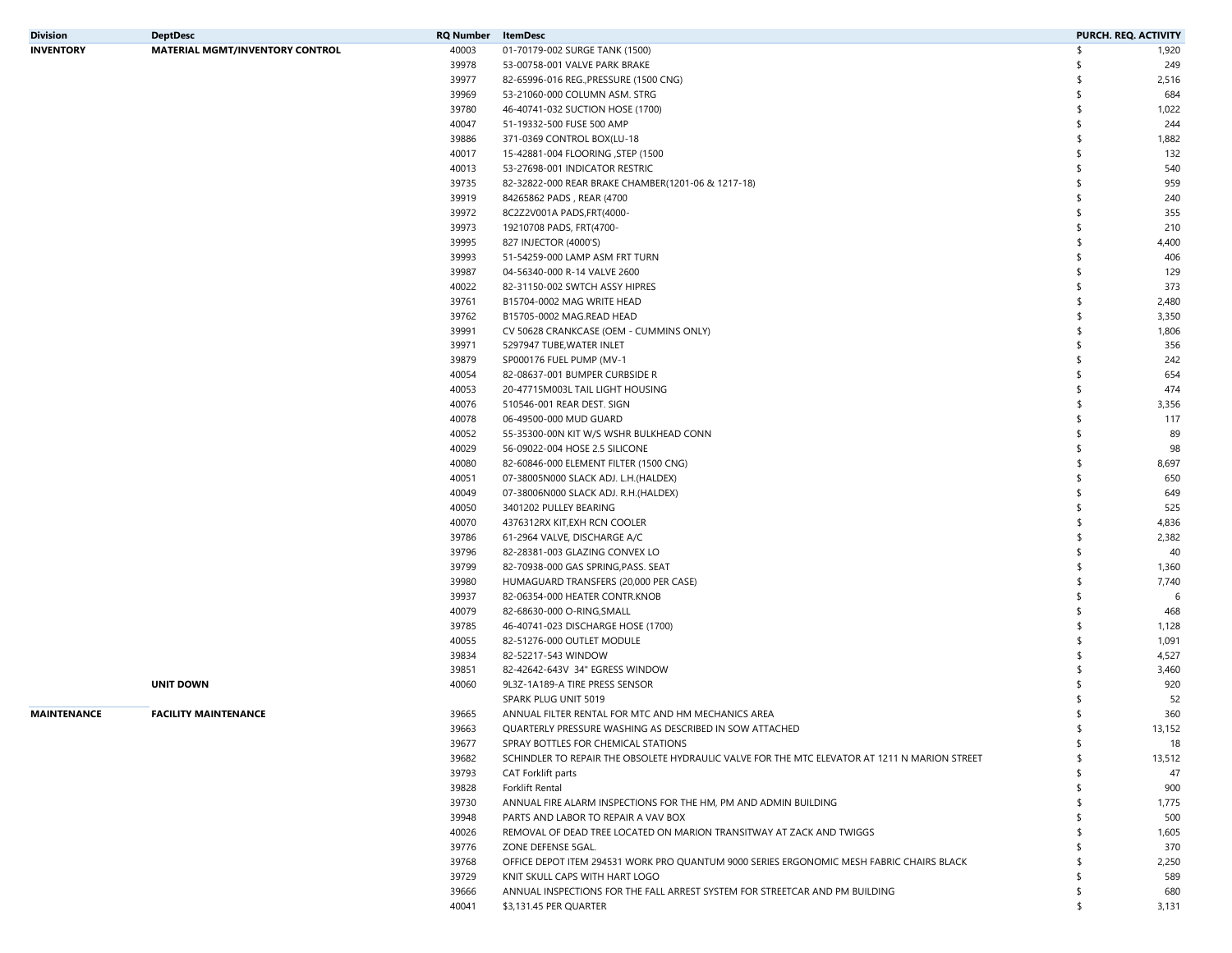| Division | DeptDesc | RQ Number | ItemDesc | PURCH. REQ. ACTIVITY |
|---|---|---|---|---|
| **INVENTORY** | **MATERIAL MGMT/INVENTORY CONTROL** | 40003 | 01-70179-002 SURGE TANK (1500) | $ 1,920 |
| | | 39978 | 53-00758-001 VALVE PARK BRAKE | $ 249 |
| | | 39977 | 82-65996-016 REG.,PRESSURE (1500 CNG) | $ 2,516 |
| | | 39969 | 53-21060-000 COLUMN ASM. STRG | $ 684 |
| | | 39780 | 46-40741-032 SUCTION HOSE (1700) | $ 1,022 |
| | | 40047 | 51-19332-500 FUSE 500 AMP | $ 244 |
| | | 39886 | 371-0369 CONTROL BOX(LU-18 | $ 1,882 |
| | | 40017 | 15-42881-004 FLOORING ,STEP (1500 | $ 132 |
| | | 40013 | 53-27698-001 INDICATOR RESTRIC | $ 540 |
| | | 39735 | 82-32822-000 REAR BRAKE CHAMBER(1201-06 & 1217-18) | $ 959 |
| | | 39919 | 84265862 PADS , REAR (4700 | $ 240 |
| | | 39972 | 8C2Z2V001A PADS,FRT(4000- | $ 355 |
| | | 39973 | 19210708 PADS, FRT(4700- | $ 210 |
| | | 39995 | 827 INJECTOR (4000'S) | $ 4,400 |
| | | 39993 | 51-54259-000 LAMP ASM FRT TURN | $ 406 |
| | | 39987 | 04-56340-000 R-14 VALVE 2600 | $ 129 |
| | | 40022 | 82-31150-002 SWTCH ASSY HIPRES | $ 373 |
| | | 39761 | B15704-0002 MAG WRITE HEAD | $ 2,480 |
| | | 39762 | B15705-0002 MAG.READ HEAD | $ 3,350 |
| | | 39991 | CV 50628 CRANKCASE (OEM - CUMMINS ONLY) | $ 1,806 |
| | | 39971 | 5297947 TUBE,WATER INLET | $ 356 |
| | | 39879 | SP000176 FUEL PUMP (MV-1 | $ 242 |
| | | 40054 | 82-08637-001 BUMPER CURBSIDE R | $ 654 |
| | | 40053 | 20-47715M003L TAIL LIGHT HOUSING | $ 474 |
| | | 40076 | 510546-001 REAR DEST. SIGN | $ 3,356 |
| | | 40078 | 06-49500-000 MUD GUARD | $ 117 |
| | | 40052 | 55-35300-00N KIT W/S WSHR BULKHEAD CONN | $ 89 |
| | | 40029 | 56-09022-004 HOSE 2.5 SILICONE | $ 98 |
| | | 40080 | 82-60846-000 ELEMENT FILTER (1500 CNG) | $ 8,697 |
| | | 40051 | 07-38005N000 SLACK ADJ. L.H.(HALDEX) | $ 650 |
| | | 40049 | 07-38006N000 SLACK ADJ. R.H.(HALDEX) | $ 649 |
| | | 40050 | 3401202 PULLEY BEARING | $ 525 |
| | | 40070 | 4376312RX KIT,EXH RCN COOLER | $ 4,836 |
| | | 39786 | 61-2964 VALVE, DISCHARGE A/C | $ 2,382 |
| | | 39796 | 82-28381-003 GLAZING CONVEX LO | $ 40 |
| | | 39799 | 82-70938-000 GAS SPRING,PASS. SEAT | $ 1,360 |
| | | 39980 | HUMAGUARD TRANSFERS (20,000 PER CASE) | $ 7,740 |
| | | 39937 | 82-06354-000 HEATER CONTR.KNOB | $ 6 |
| | | 40079 | 82-68630-000 O-RING,SMALL | $ 468 |
| | | 39785 | 46-40741-023 DISCHARGE HOSE (1700) | $ 1,128 |
| | | 40055 | 82-51276-000 OUTLET MODULE | $ 1,091 |
| | | 39834 | 82-52217-543 WINDOW | $ 4,527 |
| | | 39851 | 82-42642-643V 34" EGRESS WINDOW | $ 3,460 |
| | **UNIT DOWN** | 40060 | 9L3Z-1A189-A TIRE PRESS SENSOR | $ 920 |
| | | | SPARK PLUG UNIT 5019 | $ 52 |
| **MAINTENANCE** | **FACILITY MAINTENANCE** | 39665 | ANNUAL FILTER RENTAL FOR MTC AND HM MECHANICS AREA | $ 360 |
| | | 39663 | QUARTERLY PRESSURE WASHING AS DESCRIBED IN SOW ATTACHED | $ 13,152 |
| | | 39677 | SPRAY BOTTLES FOR CHEMICAL STATIONS | $ 18 |
| | | 39682 | SCHINDLER TO REPAIR THE OBSOLETE HYDRAULIC VALVE FOR THE MTC ELEVATOR AT 1211 N MARION STREET | $ 13,512 |
| | | 39793 | CAT Forklift parts | $ 47 |
| | | 39828 | Forklift Rental | $ 900 |
| | | 39730 | ANNUAL FIRE ALARM INSPECTIONS FOR THE HM, PM AND ADMIN BUILDING | $ 1,775 |
| | | 39948 | PARTS AND LABOR TO REPAIR A VAV BOX | $ 500 |
| | | 40026 | REMOVAL OF DEAD TREE LOCATED ON MARION TRANSITWAY AT ZACK AND TWIGGS | $ 1,605 |
| | | 39776 | ZONE DEFENSE 5GAL. | $ 370 |
| | | 39768 | OFFICE DEPOT ITEM 294531 WORK PRO QUANTUM 9000 SERIES ERGONOMIC MESH FABRIC CHAIRS BLACK | $ 2,250 |
| | | 39729 | KNIT SKULL CAPS WITH HART LOGO | $ 589 |
| | | 39666 | ANNUAL INSPECTIONS FOR THE FALL ARREST SYSTEM FOR STREETCAR AND PM BUILDING | $ 680 |
| | | 40041 | $3,131.45 PER QUARTER | $ 3,131 |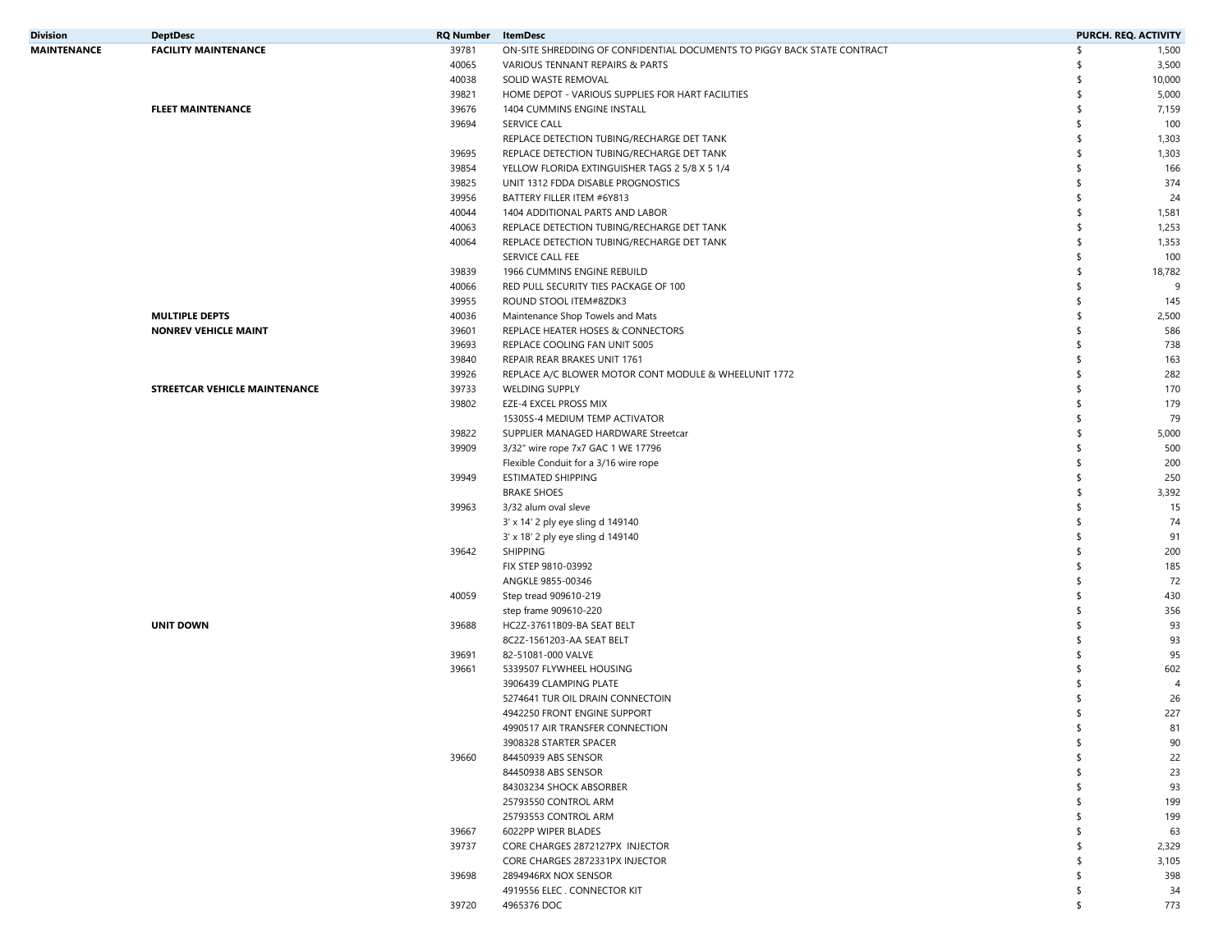| Division | DeptDesc | RQ Number | ItemDesc | PURCH. REQ. ACTIVITY |
|---|---|---|---|---|
| **MAINTENANCE** | **FACILITY MAINTENANCE** | 39781 | ON-SITE SHREDDING OF CONFIDENTIAL DOCUMENTS TO PIGGY BACK STATE CONTRACT | $ 1,500 |
| | | 40065 | VARIOUS TENNANT REPAIRS & PARTS | $ 3,500 |
| | | 40038 | SOLID WASTE REMOVAL | $ 10,000 |
| | | 39821 | HOME DEPOT - VARIOUS SUPPLIES FOR HART FACILITIES | $ 5,000 |
| | **FLEET MAINTENANCE** | 39676 | 1404 CUMMINS ENGINE INSTALL | $ 7,159 |
| | | 39694 | SERVICE CALL | $ 100 |
| | | | REPLACE DETECTION TUBING/RECHARGE DET TANK | $ 1,303 |
| | | 39695 | REPLACE DETECTION TUBING/RECHARGE DET TANK | $ 1,303 |
| | | 39854 | YELLOW FLORIDA EXTINGUISHER TAGS 2 5/8 X 5 1/4 | $ 166 |
| | | 39825 | UNIT 1312 FDDA DISABLE PROGNOSTICS | $ 374 |
| | | 39956 | BATTERY FILLER ITEM #6Y813 | $ 24 |
| | | 40044 | 1404 ADDITIONAL PARTS AND LABOR | $ 1,581 |
| | | 40063 | REPLACE DETECTION TUBING/RECHARGE DET TANK | $ 1,253 |
| | | 40064 | REPLACE DETECTION TUBING/RECHARGE DET TANK | $ 1,353 |
| | | | SERVICE CALL FEE | $ 100 |
| | | 39839 | 1966 CUMMINS ENGINE REBUILD | $ 18,782 |
| | | 40066 | RED PULL SECURITY TIES PACKAGE OF 100 | $ 9 |
| | | 39955 | ROUND STOOL ITEM#8ZDK3 | $ 145 |
| | **MULTIPLE DEPTS** | 40036 | Maintenance Shop Towels and Mats | $ 2,500 |
| | **NONREV VEHICLE MAINT** | 39601 | REPLACE HEATER HOSES & CONNECTORS | $ 586 |
| | | 39693 | REPLACE COOLING FAN UNIT 5005 | $ 738 |
| | | 39840 | REPAIR REAR BRAKES UNIT 1761 | $ 163 |
| | | 39926 | REPLACE A/C BLOWER MOTOR CONT MODULE & WHEELUNIT 1772 | $ 282 |
| | **STREETCAR VEHICLE MAINTENANCE** | 39733 | WELDING SUPPLY | $ 170 |
| | | 39802 | EZE-4 EXCEL PROSS MIX | $ 179 |
| | | | 15305S-4 MEDIUM TEMP ACTIVATOR | $ 79 |
| | | 39822 | SUPPLIER MANAGED HARDWARE Streetcar | $ 5,000 |
| | | 39909 | 3/32" wire rope 7x7 GAC 1 WE 17796 | $ 500 |
| | | | Flexible Conduit for a 3/16 wire rope | $ 200 |
| | | 39949 | ESTIMATED SHIPPING | $ 250 |
| | | | BRAKE SHOES | $ 3,392 |
| | | 39963 | 3/32 alum oval sleve | $ 15 |
| | | | 3' x 14' 2 ply eye sling d 149140 | $ 74 |
| | | | 3' x 18' 2 ply eye sling d 149140 | $ 91 |
| | | 39642 | SHIPPING | $ 200 |
| | | | FIX STEP 9810-03992 | $ 185 |
| | | | ANGKLE 9855-00346 | $ 72 |
| | | 40059 | Step tread 909610-219 | $ 430 |
| | | | step frame 909610-220 | $ 356 |
| | **UNIT DOWN** | 39688 | HC2Z-37611B09-BA SEAT BELT | $ 93 |
| | | | 8C2Z-1561203-AA SEAT BELT | $ 93 |
| | | 39691 | 82-51081-000 VALVE | $ 95 |
| | | 39661 | 5339507 FLYWHEEL HOUSING | $ 602 |
| | | | 3906439 CLAMPING PLATE | $ 4 |
| | | | 5274641 TUR OIL DRAIN CONNECTOIN | $ 26 |
| | | | 4942250 FRONT ENGINE SUPPORT | $ 227 |
| | | | 4990517 AIR TRANSFER CONNECTION | $ 81 |
| | | | 3908328 STARTER SPACER | $ 90 |
| | | 39660 | 84450939 ABS SENSOR | $ 22 |
| | | | 84450938 ABS SENSOR | $ 23 |
| | | | 84303234 SHOCK ABSORBER | $ 93 |
| | | | 25793550 CONTROL ARM | $ 199 |
| | | | 25793553 CONTROL ARM | $ 199 |
| | | 39667 | 6022PP WIPER BLADES | $ 63 |
| | | 39737 | CORE CHARGES 2872127PX INJECTOR | $ 2,329 |
| | | | CORE CHARGES 2872331PX INJECTOR | $ 3,105 |
| | | 39698 | 2894946RX NOX SENSOR | $ 398 |
| | | | 4919556 ELEC . CONNECTOR KIT | $ 34 |
| | | 39720 | 4965376 DOC | $ 773 |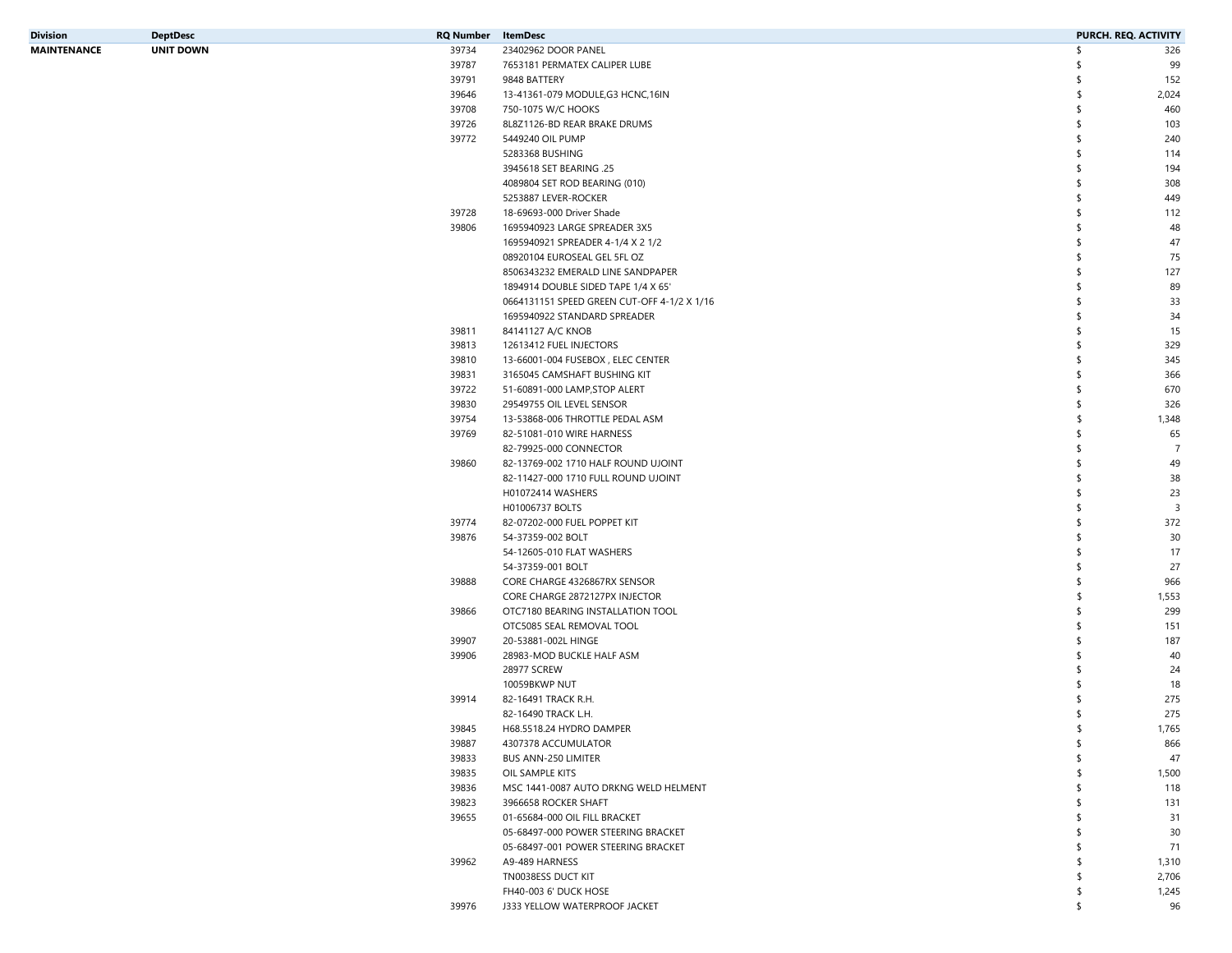| Division | DeptDesc | RQ Number | ItemDesc | PURCH. REQ. ACTIVITY |
|---|---|---|---|---|
| MAINTENANCE | UNIT DOWN | 39734 | 23402962 DOOR PANEL | $ 326 |
| | | 39787 | 7653181 PERMATEX CALIPER LUBE | $ 99 |
| | | 39791 | 9848 BATTERY | $ 152 |
| | | 39646 | 13-41361-079 MODULE,G3 HCNC,16IN | $ 2,024 |
| | | 39708 | 750-1075 W/C HOOKS | $ 460 |
| | | 39726 | 8L8Z1126-BD REAR BRAKE DRUMS | $ 103 |
| | | 39772 | 5449240 OIL PUMP | $ 240 |
| | | | 5283368 BUSHING | $ 114 |
| | | | 3945618 SET BEARING .25 | $ 194 |
| | | | 4089804 SET ROD BEARING (010) | $ 308 |
| | | | 5253887 LEVER-ROCKER | $ 449 |
| | | 39728 | 18-69693-000 Driver Shade | $ 112 |
| | | 39806 | 1695940923 LARGE SPREADER 3X5 | $ 48 |
| | | | 1695940921 SPREADER 4-1/4 X 2 1/2 | $ 47 |
| | | | 08920104 EUROSEAL GEL 5FL OZ | $ 75 |
| | | | 8506343232 EMERALD LINE SANDPAPER | $ 127 |
| | | | 1894914 DOUBLE SIDED TAPE 1/4 X 65' | $ 89 |
| | | | 0664131151 SPEED GREEN CUT-OFF 4-1/2 X 1/16 | $ 33 |
| | | | 1695940922 STANDARD SPREADER | $ 34 |
| | | 39811 | 84141127 A/C KNOB | $ 15 |
| | | 39813 | 12613412 FUEL INJECTORS | $ 329 |
| | | 39810 | 13-66001-004 FUSEBOX , ELEC CENTER | $ 345 |
| | | 39831 | 3165045 CAMSHAFT BUSHING KIT | $ 366 |
| | | 39722 | 51-60891-000 LAMP,STOP ALERT | $ 670 |
| | | 39830 | 29549755 OIL LEVEL SENSOR | $ 326 |
| | | 39754 | 13-53868-006 THROTTLE PEDAL ASM | $ 1,348 |
| | | 39769 | 82-51081-010 WIRE HARNESS | $ 65 |
| | | | 82-79925-000 CONNECTOR | $ 7 |
| | | 39860 | 82-13769-002 1710 HALF ROUND UJOINT | $ 49 |
| | | | 82-11427-000 1710 FULL ROUND UJOINT | $ 38 |
| | | | H01072414 WASHERS | $ 23 |
| | | | H01006737 BOLTS | $ 3 |
| | | 39774 | 82-07202-000 FUEL POPPET KIT | $ 372 |
| | | 39876 | 54-37359-002 BOLT | $ 30 |
| | | | 54-12605-010 FLAT WASHERS | $ 17 |
| | | | 54-37359-001 BOLT | $ 27 |
| | | 39888 | CORE CHARGE 4326867RX SENSOR | $ 966 |
| | | | CORE CHARGE 2872127PX INJECTOR | $ 1,553 |
| | | 39866 | OTC7180 BEARING INSTALLATION TOOL | $ 299 |
| | | | OTC5085 SEAL REMOVAL TOOL | $ 151 |
| | | 39907 | 20-53881-002L HINGE | $ 187 |
| | | 39906 | 28983-MOD BUCKLE HALF ASM | $ 40 |
| | | | 28977 SCREW | $ 24 |
| | | | 10059BKWP NUT | $ 18 |
| | | 39914 | 82-16491 TRACK R.H. | $ 275 |
| | | | 82-16490 TRACK L.H. | $ 275 |
| | | 39845 | H68.5518.24 HYDRO DAMPER | $ 1,765 |
| | | 39887 | 4307378 ACCUMULATOR | $ 866 |
| | | 39833 | BUS ANN-250 LIMITER | $ 47 |
| | | 39835 | OIL SAMPLE KITS | $ 1,500 |
| | | 39836 | MSC 1441-0087 AUTO DRKNG WELD HELMENT | $ 118 |
| | | 39823 | 3966658 ROCKER SHAFT | $ 131 |
| | | 39655 | 01-65684-000 OIL FILL BRACKET | $ 31 |
| | | | 05-68497-000 POWER STEERING BRACKET | $ 30 |
| | | | 05-68497-001 POWER STEERING BRACKET | $ 71 |
| | | 39962 | A9-489 HARNESS | $ 1,310 |
| | | | TN0038ESS DUCT KIT | $ 2,706 |
| | | | FH40-003 6' DUCK HOSE | $ 1,245 |
| | | 39976 | J333 YELLOW WATERPROOF JACKET | $ 96 |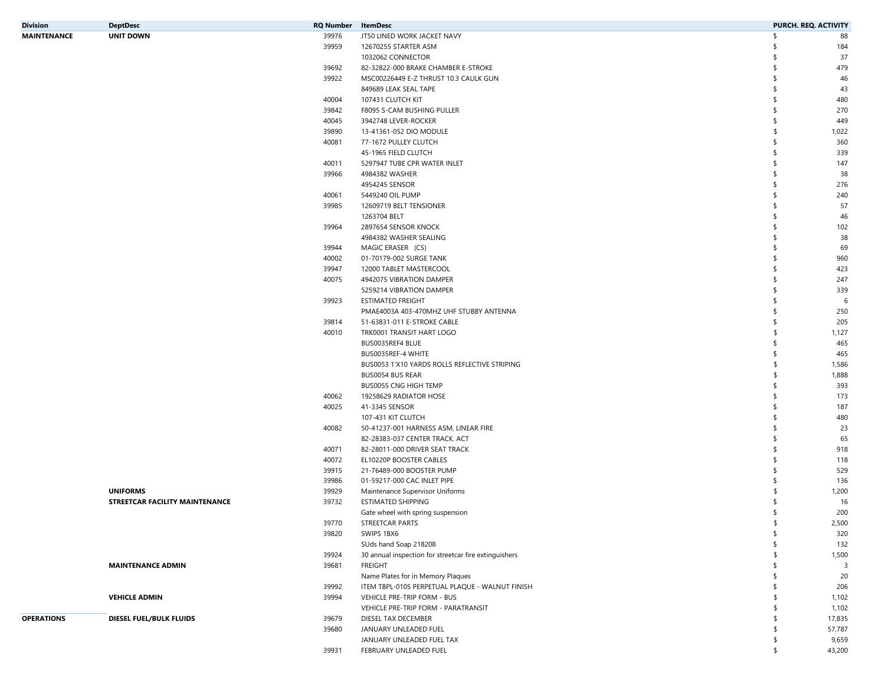| Division | DeptDesc | RQ Number | ItemDesc | PURCH. REQ. ACTIVITY |
|---|---|---|---|---|
| MAINTENANCE | UNIT DOWN | 39976 | JT50 LINED WORK JACKET NAVY | $ 88 |
| | | 39959 | 12670255 STARTER ASM | $ 184 |
| | | | 1032062 CONNECTOR | $ 37 |
| | | 39692 | 82-32822-000 BRAKE CHAMBER E-STROKE | $ 479 |
| | | 39922 | MSC00226449 E-Z THRUST 10.3 CAULK GUN | $ 46 |
| | | | 849689 LEAK SEAL TAPE | $ 43 |
| | | 40004 | 107431 CLUTCH KIT | $ 480 |
| | | 39842 | F8095 S-CAM BUSHING PULLER | $ 270 |
| | | 40045 | 3942748 LEVER-ROCKER | $ 449 |
| | | 39890 | 13-41361-052 DIO MODULE | $ 1,022 |
| | | 40081 | 77-1672 PULLEY CLUTCH | $ 360 |
| | | | 45-1965 FIELD CLUTCH | $ 339 |
| | | 40011 | 5297947 TUBE CPR WATER INLET | $ 147 |
| | | 39966 | 4984382 WASHER | $ 38 |
| | | | 4954245 SENSOR | $ 276 |
| | | 40061 | 5449240 OIL PUMP | $ 240 |
| | | 39985 | 12609719 BELT TENSIONER | $ 57 |
| | | | 1263704 BELT | $ 46 |
| | | 39964 | 2897654 SENSOR KNOCK | $ 102 |
| | | | 4984382 WASHER SEALING | $ 38 |
| | | 39944 | MAGIC ERASER (CS) | $ 69 |
| | | 40002 | 01-70179-002 SURGE TANK | $ 960 |
| | | 39947 | 12000 TABLET MASTERCOOL | $ 423 |
| | | 40075 | 4942075 VIBRATION DAMPER | $ 247 |
| | | | 5259214 VIBRATION DAMPER | $ 339 |
| | | 39923 | ESTIMATED FREIGHT | $ 6 |
| | | | PMAE4003A 403-470MHZ UHF STUBBY ANTENNA | $ 250 |
| | | 39814 | 51-63831-011 E-STROKE CABLE | $ 205 |
| | | 40010 | TRK0001 TRANSIT HART LOGO | $ 1,127 |
| | | | BUS0035REF4 BLUE | $ 465 |
| | | | BUS0035REF-4 WHITE | $ 465 |
| | | | BUS0053 1'X10 YARDS ROLLS REFLECTIVE STRIPING | $ 1,586 |
| | | | BUS0054 BUS REAR | $ 1,888 |
| | | | BUS0055 CNG HIGH TEMP | $ 393 |
| | | 40062 | 19258629 RADIATOR HOSE | $ 173 |
| | | 40025 | 41-3345 SENSOR | $ 187 |
| | | | 107-431 KIT CLUTCH | $ 480 |
| | | 40082 | 50-41237-001 HARNESS ASM, LINEAR FIRE | $ 23 |
| | | | 82-28383-037 CENTER TRACK. ACT | $ 65 |
| | | 40071 | 82-28011-000 DRIVER SEAT TRACK | $ 918 |
| | | 40072 | EL10220P BOOSTER CABLES | $ 118 |
| | | 39915 | 21-76489-000 BOOSTER PUMP | $ 529 |
| | | 39986 | 01-59217-000 CAC INLET PIPE | $ 136 |
| | UNIFORMS | 39929 | Maintenance Supervisor Uniforms | $ 1,200 |
| | STREETCAR FACILITY MAINTENANCE | 39732 | ESTIMATED SHIPPING | $ 16 |
| | | | Gate wheel with spring suspension | $ 200 |
| | | 39770 | STREETCAR PARTS | $ 2,500 |
| | | 39820 | SWIPS 1BX6 | $ 320 |
| | | | SUds hand Soap 218208 | $ 132 |
| | | 39924 | 30 annual inspection for streetcar fire extinguishers | $ 1,500 |
| | MAINTENANCE ADMIN | 39681 | FREIGHT | $ 3 |
| | | | Name Plates for in Memory Plaques | $ 20 |
| | | 39992 | ITEM TBPL-0105 PERPETUAL PLAQUE - WALNUT FINISH | $ 206 |
| | VEHICLE ADMIN | 39994 | VEHICLE PRE-TRIP FORM - BUS | $ 1,102 |
| | | | VEHICLE PRE-TRIP FORM - PARATRANSIT | $ 1,102 |
| OPERATIONS | DIESEL FUEL/BULK FLUIDS | 39679 | DIESEL TAX DECEMBER | $ 17,835 |
| | | 39680 | JANUARY UNLEADED FUEL | $ 57,787 |
| | | | JANUARY UNLEADED FUEL TAX | $ 9,659 |
| | | 39931 | FEBRUARY UNLEADED FUEL | $ 43,200 |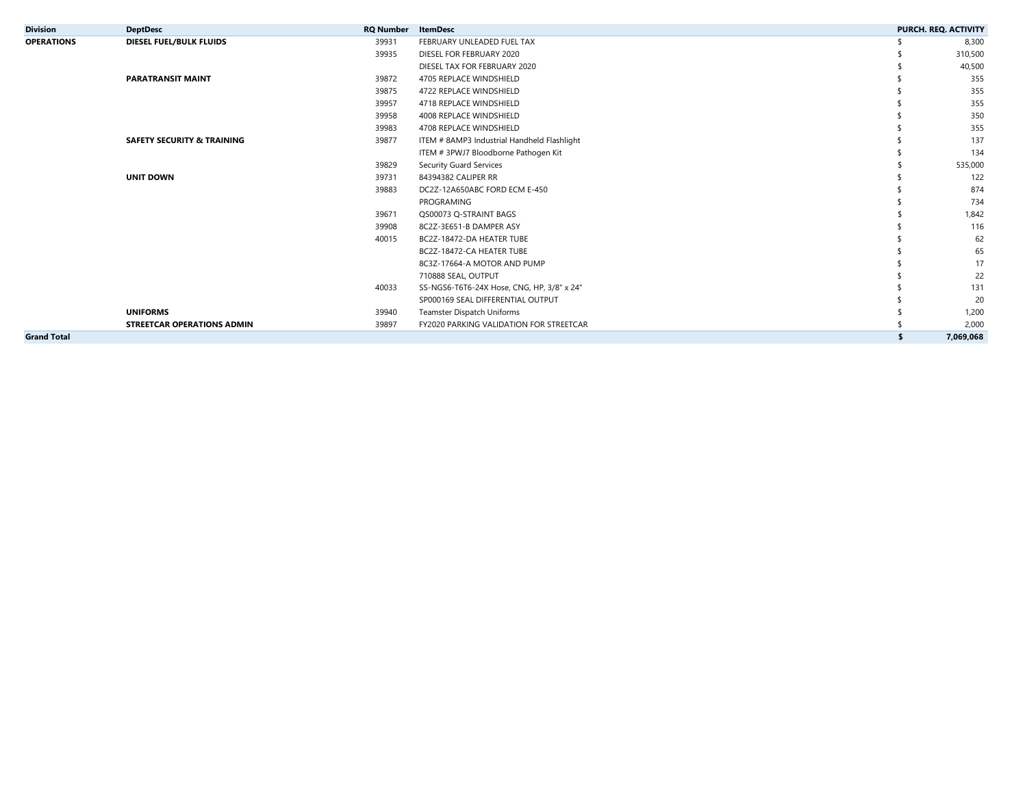| Division | DeptDesc | RQ Number | ItemDesc | PURCH. REQ. ACTIVITY |
|---|---|---|---|---|
| **OPERATIONS** | **DIESEL FUEL/BULK FLUIDS** | 39931 | FEBRUARY UNLEADED FUEL TAX | $ 8,300 |
| | | 39935 | DIESEL FOR FEBRUARY 2020 | $ 310,500 |
| | | | DIESEL TAX FOR FEBRUARY 2020 | $ 40,500 |
| | **PARATRANSIT MAINT** | 39872 | 4705 REPLACE WINDSHIELD | $ 355 |
| | | 39875 | 4722 REPLACE WINDSHIELD | $ 355 |
| | | 39957 | 4718 REPLACE WINDSHIELD | $ 355 |
| | | 39958 | 4008 REPLACE WINDSHIELD | $ 350 |
| | | 39983 | 4708 REPLACE WINDSHIELD | $ 355 |
| | **SAFETY SECURITY & TRAINING** | 39877 | ITEM # 8AMP3 Industrial Handheld Flashlight | $ 137 |
| | | | ITEM # 3PWJ7 Bloodborne Pathogen Kit | $ 134 |
| | | 39829 | Security Guard Services | $ 535,000 |
| | **UNIT DOWN** | 39731 | 84394382 CALIPER RR | $ 122 |
| | | 39883 | DC2Z-12A650ABC FORD ECM E-450 | $ 874 |
| | | | PROGRAMING | $ 734 |
| | | 39671 | QS00073 Q-STRAINT BAGS | $ 1,842 |
| | | 39908 | 8C2Z-3E651-B DAMPER ASY | $ 116 |
| | | 40015 | BC2Z-18472-DA HEATER TUBE | $ 62 |
| | | | BC2Z-18472-CA HEATER TUBE | $ 65 |
| | | | 8C3Z-17664-A MOTOR AND PUMP | $ 17 |
| | | | 710888 SEAL, OUTPUT | $ 22 |
| | | 40033 | SS-NGS6-T6T6-24X Hose, CNG, HP, 3/8" x 24" | $ 131 |
| | | | SP000169 SEAL DIFFERENTIAL OUTPUT | $ 20 |
| | **UNIFORMS** | 39940 | Teamster Dispatch Uniforms | $ 1,200 |
| | **STREETCAR OPERATIONS ADMIN** | 39897 | FY2020 PARKING VALIDATION FOR STREETCAR | $ 2,000 |
| **Grand Total** | | | | **$ 7,069,068** |